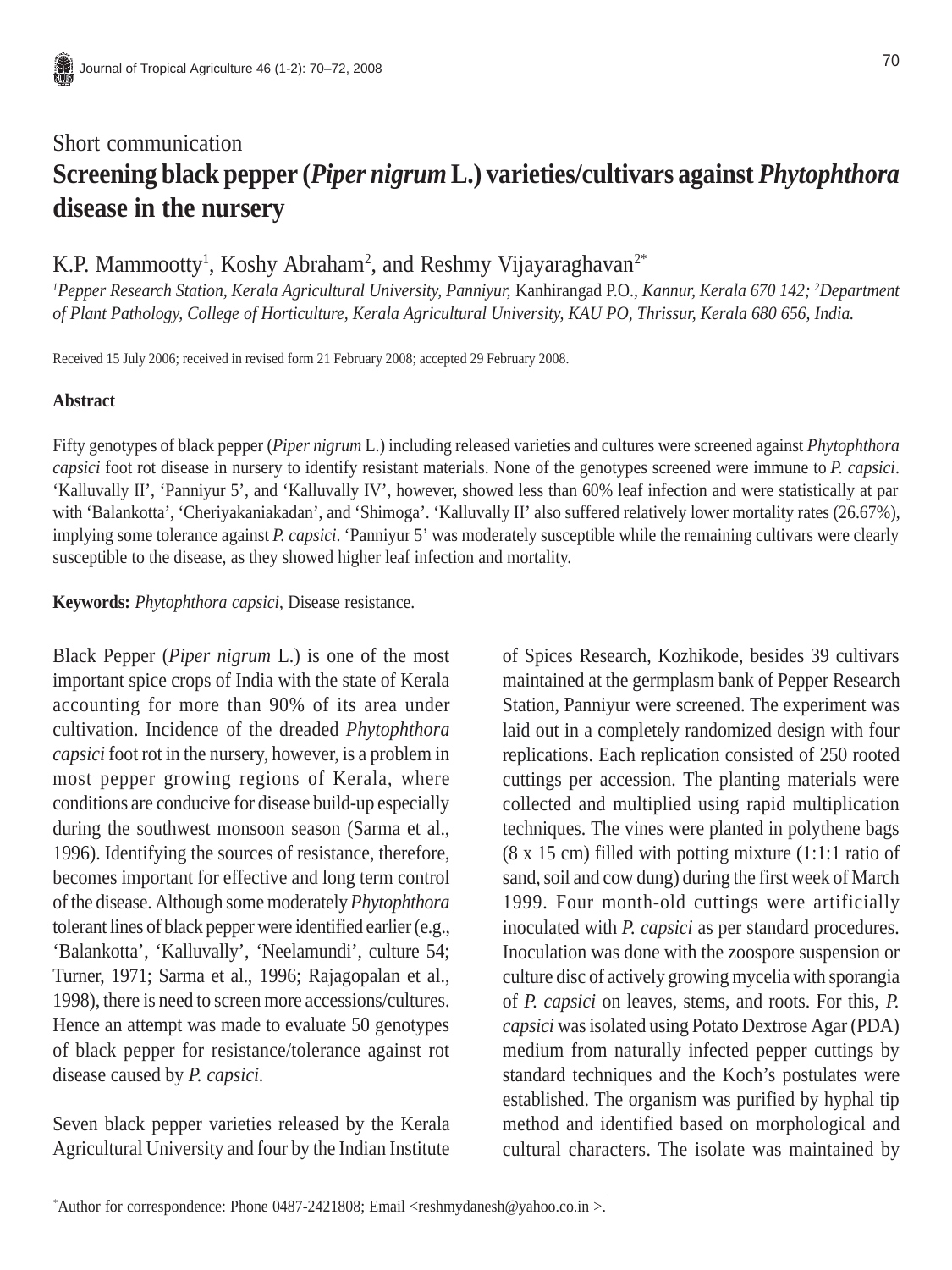Short communication

# Screening black pepper (*Piper nigrum* L.) varieties/cultivars against *Phytophthora* disease in the nursery

K.P. Mammootty[1], Koshy Abraham[2], and Reshmy Vijayaraghavan[2*]

[1]*Pepper Research Station, Kerala Agricultural University, Panniyur,* Kanhirangad P.O., *Kannur, Kerala 670 142;* [2]*Department of Plant Pathology, College of Horticulture, Kerala Agricultural University, KAU PO, Thrissur, Kerala 680 656, India.*

Received 15 July 2006; received in revised form 21 February 2008; accepted 29 February 2008.

**Abstract**

Fifty genotypes of black pepper (*Piper nigrum* L.) including released varieties and cultures were screened against *Phytophthora capsici* foot rot disease in nursery to identify resistant materials. None of the genotypes screened were immune to *P. capsici*. 'Kalluvally II', 'Panniyur 5', and 'Kalluvally IV', however, showed less than 60% leaf infection and were statistically at par with 'Balankotta', 'Cheriyakaniakadan', and 'Shimoga'. 'Kalluvally II' also suffered relatively lower mortality rates (26.67%), implying some tolerance against *P. capsici*. 'Panniyur 5' was moderately susceptible while the remaining cultivars were clearly susceptible to the disease, as they showed higher leaf infection and mortality.

**Keywords:** *Phytophthora capsici*, Disease resistance.

Black Pepper (*Piper nigrum* L.) is one of the most important spice crops of India with the state of Kerala accounting for more than 90% of its area under cultivation. Incidence of the dreaded *Phytophthora capsici* foot rot in the nursery, however, is a problem in most pepper growing regions of Kerala, where conditions are conducive for disease build-up especially during the southwest monsoon season (Sarma et al., 1996). Identifying the sources of resistance, therefore, becomes important for effective and long term control of the disease. Although some moderately *Phytophthora* tolerant lines of black pepper were identified earlier (e.g., 'Balankotta', 'Kalluvally', 'Neelamundi', culture 54; Turner, 1971; Sarma et al., 1996; Rajagopalan et al., 1998), there is need to screen more accessions/cultures. Hence an attempt was made to evaluate 50 genotypes of black pepper for resistance/tolerance against rot disease caused by *P. capsici.*

Seven black pepper varieties released by the Kerala Agricultural University and four by the Indian Institute of Spices Research, Kozhikode, besides 39 cultivars maintained at the germplasm bank of Pepper Research Station, Panniyur were screened. The experiment was laid out in a completely randomized design with four replications. Each replication consisted of 250 rooted cuttings per accession. The planting materials were collected and multiplied using rapid multiplication techniques. The vines were planted in polythene bags (8 x 15 cm) filled with potting mixture (1:1:1 ratio of sand, soil and cow dung) during the first week of March 1999. Four month-old cuttings were artificially inoculated with *P. capsici* as per standard procedures. Inoculation was done with the zoospore suspension or culture disc of actively growing mycelia with sporangia of *P. capsici* on leaves, stems, and roots. For this, *P. capsici* was isolated using Potato Dextrose Agar (PDA) medium from naturally infected pepper cuttings by standard techniques and the Koch's postulates were established. The organism was purified by hyphal tip method and identified based on morphological and cultural characters. The isolate was maintained by

[*]Author for correspondence: Phone 0487-2421808; Email <reshmydanesh@yahoo.co.in >.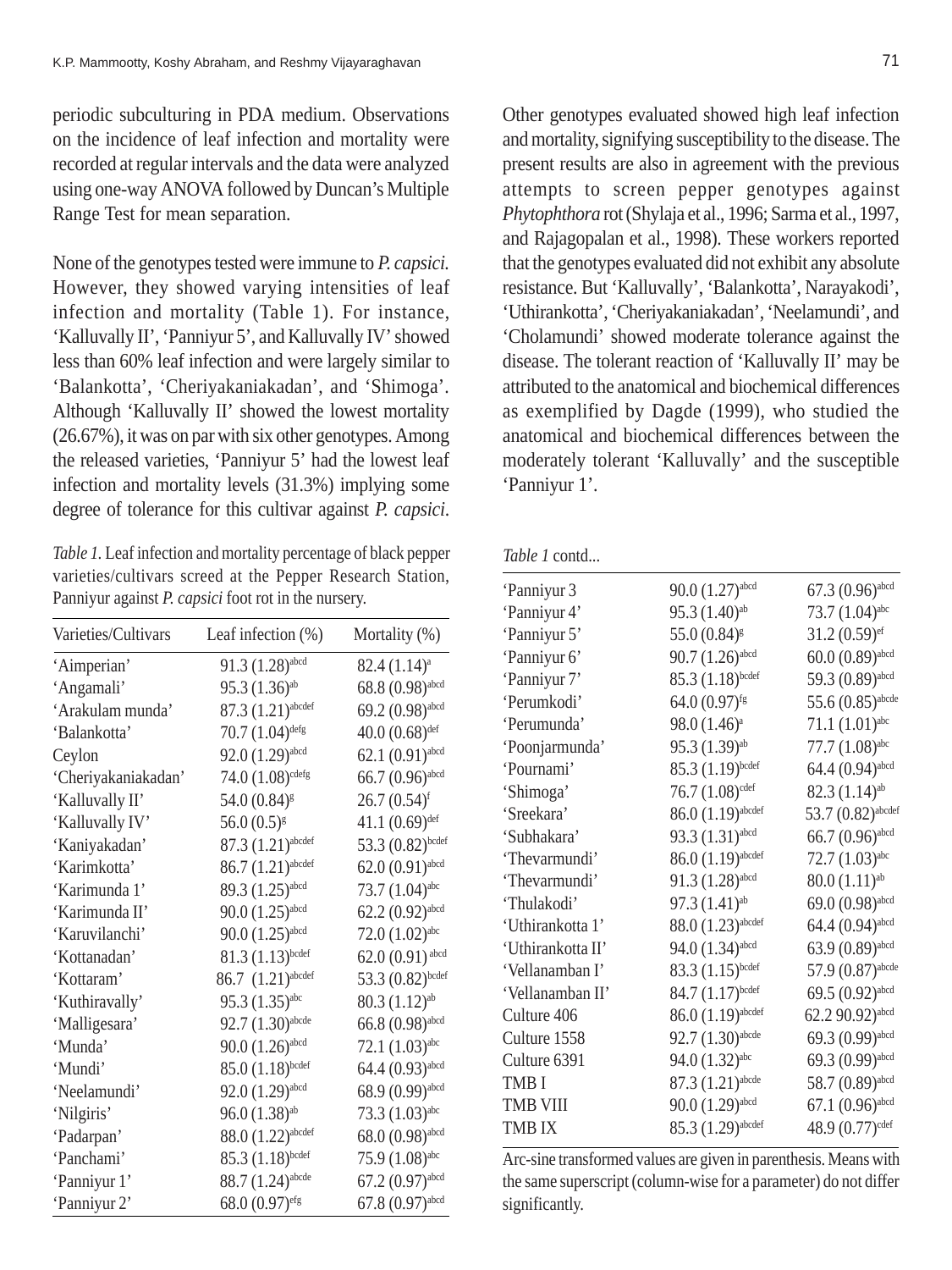periodic subculturing in PDA medium. Observations on the incidence of leaf infection and mortality were recorded at regular intervals and the data were analyzed using one-way ANOVA followed by Duncan's Multiple Range Test for mean separation.

None of the genotypes tested were immune to *P. capsici.* However, they showed varying intensities of leaf infection and mortality (Table 1). For instance, 'Kalluvally II', 'Panniyur 5', and Kalluvally IV' showed less than 60% leaf infection and were largely similar to 'Balankotta', 'Cheriyakaniakadan', and 'Shimoga'. Although 'Kalluvally II' showed the lowest mortality (26.67%), it was on par with six other genotypes. Among the released varieties, 'Panniyur 5' had the lowest leaf infection and mortality levels (31.3%) implying some degree of tolerance for this cultivar against *P. capsici*.

*Table 1.* Leaf infection and mortality percentage of black pepper varieties/cultivars screed at the Pepper Research Station, Panniyur against *P. capsici* foot rot in the nursery.

| Varieties/Cultivars | Leaf infection (%) | Mortality (%) |
|---|---|---|
| 'Aimperian' | 91.3 (1.28)[abcd] | 82.4 (1.14)[a] |
| 'Angamali' | 95.3 (1.36)[ab] | 68.8 (0.98)[abcd] |
| 'Arakulam munda' | 87.3 (1.21)[abcdef] | 69.2 (0.98)[abcd] |
| 'Balankotta' | 70.7 (1.04)[defg] | 40.0 (0.68)[def] |
| Ceylon | 92.0 (1.29)[abcd] | 62.1 (0.91)[abcd] |
| 'Cheriyakaniakadan' | 74.0 (1.08)[cdefg] | 66.7 (0.96)[abcd] |
| 'Kalluvally II' | 54.0 (0.84)[g] | 26.7 (0.54)[f] |
| 'Kalluvally IV' | 56.0 (0.5)[g] | 41.1 (0.69)[def] |
| 'Kaniyakadan' | 87.3 (1.21)[abcdef] | 53.3 (0.82)[bcdef] |
| 'Karimkotta' | 86.7 (1.21)[abcdef] | 62.0 (0.91)[abcd] |
| 'Karimunda 1' | 89.3 (1.25)[abcd] | 73.7 (1.04)[abc] |
| 'Karimunda II' | 90.0 (1.25)[abcd] | 62.2 (0.92)[abcd] |
| 'Karuvilanchi' | 90.0 (1.25)[abcd] | 72.0 (1.02)[abc] |
| 'Kottanadan' | 81.3 (1.13)[bcdef] | 62.0 (0.91)[abcd] |
| 'Kottaram' | 86.7 (1.21)[abcdef] | 53.3 (0.82)[bcdef] |
| 'Kuthiravally' | 95.3 (1.35)[abc] | 80.3 (1.12)[ab] |
| 'Malligesara' | 92.7 (1.30)[abcde] | 66.8 (0.98)[abcd] |
| 'Munda' | 90.0 (1.26)[abcd] | 72.1 (1.03)[abc] |
| 'Mundi' | 85.0 (1.18)[bcdef] | 64.4 (0.93)[abcd] |
| 'Neelamundi' | 92.0 (1.29)[abcd] | 68.9 (0.99)[abcd] |
| 'Nilgiris' | 96.0 (1.38)[ab] | 73.3 (1.03)[abc] |
| 'Padarpan' | 88.0 (1.22)[abcdef] | 68.0 (0.98)[abcd] |
| 'Panchami' | 85.3 (1.18)[bcdef] | 75.9 (1.08)[abc] |
| 'Panniyur 1' | 88.7 (1.24)[abcde] | 67.2 (0.97)[abcd] |
| 'Panniyur 2' | 68.0 (0.97)[efg] | 67.8 (0.97)[abcd] |
| 'Panniyur 3 | 90.0 (1.27)[abcd] | 67.3 (0.96)[abcd] |
| 'Panniyur 4' | 95.3 (1.40)[ab] | 73.7 (1.04)[abc] |
| 'Panniyur 5' | 55.0 (0.84)[g] | 31.2 (0.59)[ef] |
| 'Panniyur 6' | 90.7 (1.26)[abcd] | 60.0 (0.89)[abcd] |
| 'Panniyur 7' | 85.3 (1.18)[bcdef] | 59.3 (0.89)[abcd] |
| 'Perumkodi' | 64.0 (0.97)[fg] | 55.6 (0.85)[abcde] |
| 'Perumunda' | 98.0 (1.46)[a] | 71.1 (1.01)[abc] |
| 'Poonjarmunda' | 95.3 (1.39)[ab] | 77.7 (1.08)[abc] |
| 'Pournami' | 85.3 (1.19)[bcdef] | 64.4 (0.94)[abcd] |
| 'Shimoga' | 76.7 (1.08)[cdef] | 82.3 (1.14)[ab] |
| 'Sreekara' | 86.0 (1.19)[abcdef] | 53.7 (0.82)[abcdef] |
| 'Subhakara' | 93.3 (1.31)[abcd] | 66.7 (0.96)[abcd] |
| 'Thevarmundi' | 86.0 (1.19)[abcdef] | 72.7 (1.03)[abc] |
| 'Thevarmundi' | 91.3 (1.28)[abcd] | 80.0 (1.11)[ab] |
| 'Thulakodi' | 97.3 (1.41)[ab] | 69.0 (0.98)[abcd] |
| 'Uthirankotta 1' | 88.0 (1.23)[abcdef] | 64.4 (0.94)[abcd] |
| 'Uthirankotta II' | 94.0 (1.34)[abcd] | 63.9 (0.89)[abcd] |
| 'Vellanamban I' | 83.3 (1.15)[bcdef] | 57.9 (0.87)[abcde] |
| 'Vellanamban II' | 84.7 (1.17)[bcdef] | 69.5 (0.92)[abcd] |
| Culture 406 | 86.0 (1.19)[abcdef] | 62.2 90.92)[abcd] |
| Culture 1558 | 92.7 (1.30)[abcde] | 69.3 (0.99)[abcd] |
| Culture 6391 | 94.0 (1.32)[abc] | 69.3 (0.99)[abcd] |
| TMB I | 87.3 (1.21)[abcde] | 58.7 (0.89)[abcd] |
| TMB VIII | 90.0 (1.29)[abcd] | 67.1 (0.96)[abcd] |
| TMB IX | 85.3 (1.29)[abcdef] | 48.9 (0.77)[cdef] |

Arc-sine transformed values are given in parenthesis. Means with the same superscript (column-wise for a parameter) do not differ significantly.

Other genotypes evaluated showed high leaf infection and mortality, signifying susceptibility to the disease. The present results are also in agreement with the previous attempts to screen pepper genotypes against *Phytophthora* rot (Shylaja et al., 1996; Sarma et al., 1997, and Rajagopalan et al., 1998). These workers reported that the genotypes evaluated did not exhibit any absolute resistance. But 'Kalluvally', 'Balankotta', Narayakodi', 'Uthirankotta', 'Cheriyakaniakadan', 'Neelamundi', and 'Cholamundi' showed moderate tolerance against the disease. The tolerant reaction of 'Kalluvally II' may be attributed to the anatomical and biochemical differences as exemplified by Dagde (1999), who studied the anatomical and biochemical differences between the moderately tolerant 'Kalluvally' and the susceptible 'Panniyur 1'.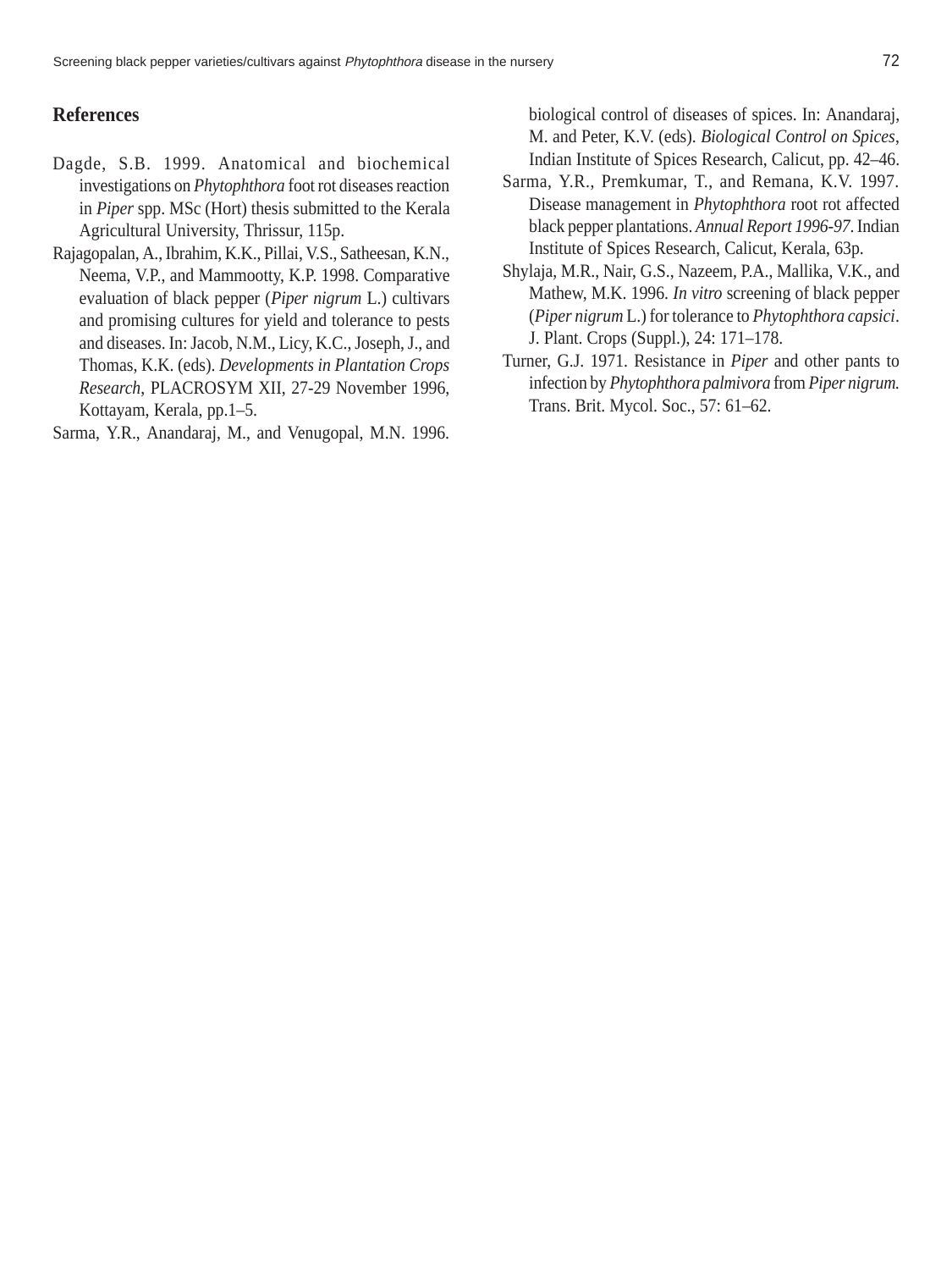## References

Dagde, S.B. 1999. Anatomical and biochemical investigations on *Phytophthora* foot rot diseases reaction in *Piper* spp. MSc (Hort) thesis submitted to the Kerala Agricultural University, Thrissur, 115p.

Rajagopalan, A., Ibrahim, K.K., Pillai, V.S., Satheesan, K.N., Neema, V.P., and Mammootty, K.P. 1998. Comparative evaluation of black pepper (*Piper nigrum* L.) cultivars and promising cultures for yield and tolerance to pests and diseases. In: Jacob, N.M., Licy, K.C., Joseph, J., and Thomas, K.K. (eds). *Developments in Plantation Crops Research*, PLACROSYM XII, 27-29 November 1996, Kottayam, Kerala, pp.1–5.

Sarma, Y.R., Anandaraj, M., and Venugopal, M.N. 1996. biological control of diseases of spices. In: Anandaraj, M. and Peter, K.V. (eds). *Biological Control on Spices*, Indian Institute of Spices Research, Calicut, pp. 42–46.

Sarma, Y.R., Premkumar, T., and Remana, K.V. 1997. Disease management in *Phytophthora* root rot affected black pepper plantations. *Annual Report 1996-97*. Indian Institute of Spices Research, Calicut, Kerala, 63p.

Shylaja, M.R., Nair, G.S., Nazeem, P.A., Mallika, V.K., and Mathew, M.K. 1996. *In vitro* screening of black pepper (*Piper nigrum* L.) for tolerance to *Phytophthora capsici*. J. Plant. Crops (Suppl.), 24: 171–178.

Turner, G.J. 1971. Resistance in *Piper* and other pants to infection by *Phytophthora palmivora* from *Piper nigrum.* Trans. Brit. Mycol. Soc., 57: 61–62.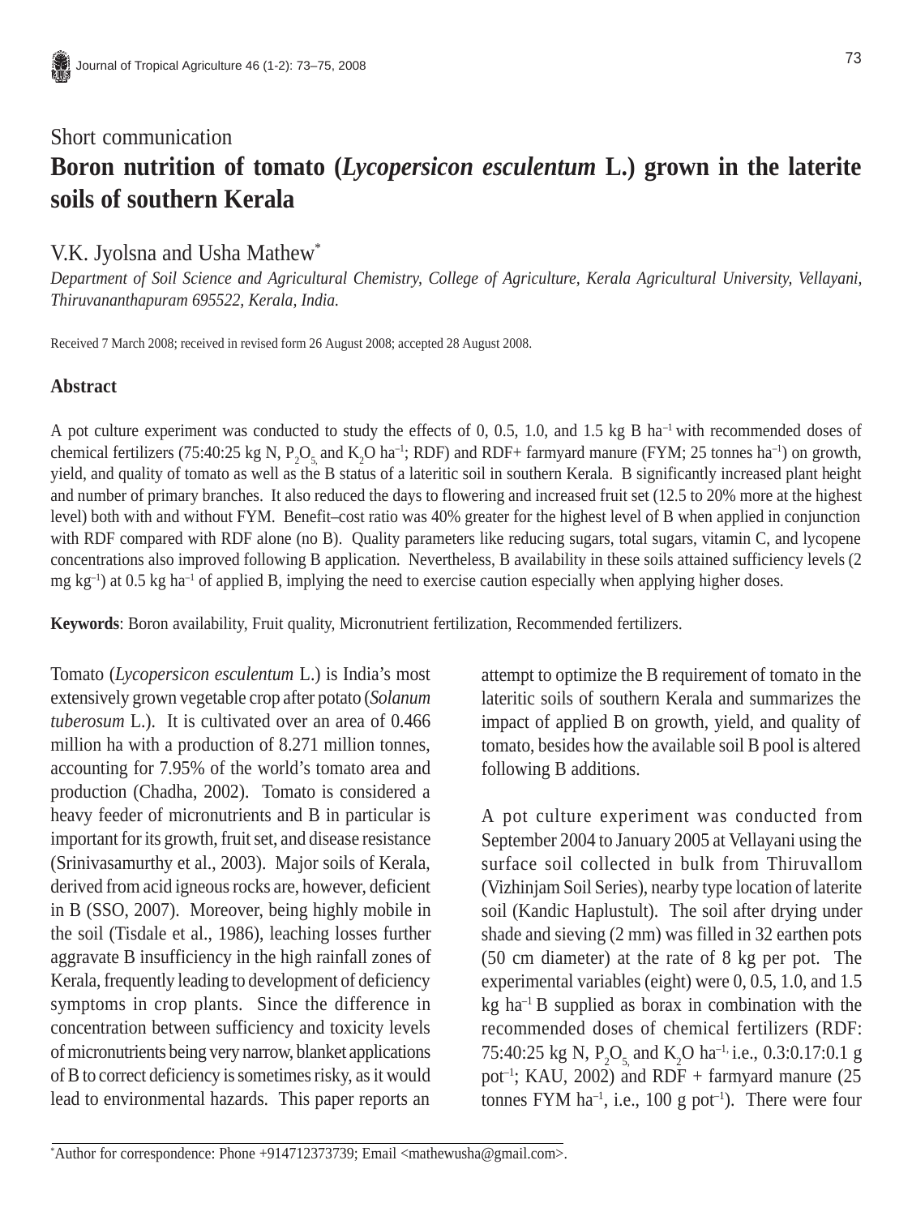Short communication

# Boron nutrition of tomato (*Lycopersicon esculentum* L.) grown in the laterite soils of southern Kerala

V.K. Jyolsna and Usha Mathew*

*Department of Soil Science and Agricultural Chemistry, College of Agriculture, Kerala Agricultural University, Vellayani, Thiruvananthapuram 695522, Kerala, India.*

Received 7 March 2008; received in revised form 26 August 2008; accepted 28 August 2008.

## Abstract

A pot culture experiment was conducted to study the effects of 0, 0.5, 1.0, and 1.5 kg B $ha^{-1}$ with recommended doses of chemical fertilizers (75:40:25 kg N, $P_2O_5$ and $K_2O$ $ha^{-1}$; RDF) and RDF+ farmyard manure (FYM; 25 tonnes $ha^{-1}$) on growth, yield, and quality of tomato as well as the B status of a lateritic soil in southern Kerala. B significantly increased plant height and number of primary branches. It also reduced the days to flowering and increased fruit set (12.5 to 20% more at the highest level) both with and without FYM. Benefit–cost ratio was 40% greater for the highest level of B when applied in conjunction with RDF compared with RDF alone (no B). Quality parameters like reducing sugars, total sugars, vitamin C, and lycopene concentrations also improved following B application. Nevertheless, B availability in these soils attained sufficiency levels (2 mg $kg^{-1}$) at 0.5 kg $ha^{-1}$ of applied B, implying the need to exercise caution especially when applying higher doses.

**Keywords**: Boron availability, Fruit quality, Micronutrient fertilization, Recommended fertilizers.

Tomato (*Lycopersicon esculentum* L.) is India's most extensively grown vegetable crop after potato (*Solanum tuberosum* L.). It is cultivated over an area of 0.466 million ha with a production of 8.271 million tonnes, accounting for 7.95% of the world's tomato area and production (Chadha, 2002). Tomato is considered a heavy feeder of micronutrients and B in particular is important for its growth, fruit set, and disease resistance (Srinivasamurthy et al., 2003). Major soils of Kerala, derived from acid igneous rocks are, however, deficient in B (SSO, 2007). Moreover, being highly mobile in the soil (Tisdale et al., 1986), leaching losses further aggravate B insufficiency in the high rainfall zones of Kerala, frequently leading to development of deficiency symptoms in crop plants. Since the difference in concentration between sufficiency and toxicity levels of micronutrients being very narrow, blanket applications of B to correct deficiency is sometimes risky, as it would lead to environmental hazards. This paper reports an attempt to optimize the B requirement of tomato in the lateritic soils of southern Kerala and summarizes the impact of applied B on growth, yield, and quality of tomato, besides how the available soil B pool is altered following B additions.

A pot culture experiment was conducted from September 2004 to January 2005 at Vellayani using the surface soil collected in bulk from Thiruvallom (Vizhinjam Soil Series), nearby type location of laterite soil (Kandic Haplustult). The soil after drying under shade and sieving (2 mm) was filled in 32 earthen pots (50 cm diameter) at the rate of 8 kg per pot. The experimental variables (eight) were 0, 0.5, 1.0, and 1.5 kg $ha^{-1}$ B supplied as borax in combination with the recommended doses of chemical fertilizers (RDF: 75:40:25 kg N, $P_2O_5$ and $K_2O$ $ha^{-1}$, i.e., 0.3:0.17:0.1 g $pot^{-1}$; KAU, 2002) and RDF + farmyard manure (25 tonnes FYM $ha^{-1}$, i.e., 100 g $pot^{-1}$). There were four

*Author for correspondence: Phone +914712373739; Email <mathewusha@gmail.com>.